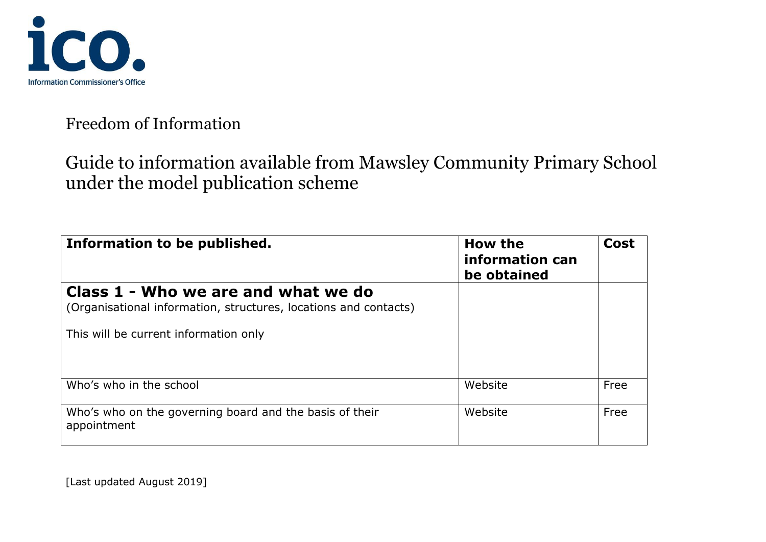ico.
Information Commissioner's Office

# Freedom of Information

## Guide to information available from Mawsley Community Primary School under the model publication scheme

| Information to be published. | How the information can be obtained | Cost |
|---|---|---|
| **Class 1 - Who we are and what we do**<br>(Organisational information, structures, locations and contacts)<br><br>This will be current information only | | |
| Who's who in the school | Website | Free |
| Who's who on the governing board and the basis of their appointment | Website | Free |

[Last updated August 2019]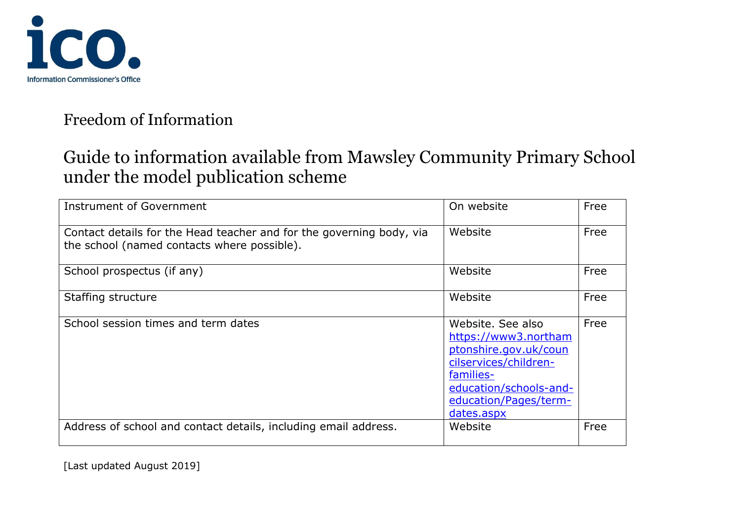Information Commissioner's Office

# Freedom of Information

## Guide to information available from Mawsley Community Primary School under the model publication scheme

| Instrument of Government | On website | Free |
|---|---|---|
| Contact details for the Head teacher and for the governing body, via the school (named contacts where possible). | Website | Free |
| School prospectus (if any) | Website | Free |
| Staffing structure | Website | Free |
| School session times and term dates | Website. See also [https://www3.northamptonshire.gov.uk/councilservices/children-families-education/schools-and-education/Pages/term-dates.aspx](https://www3.northamptonshire.gov.uk/councilservices/children-families-education/schools-and-education/Pages/term-dates.aspx) | Free |
| Address of school and contact details, including email address. | Website | Free |

[Last updated August 2019]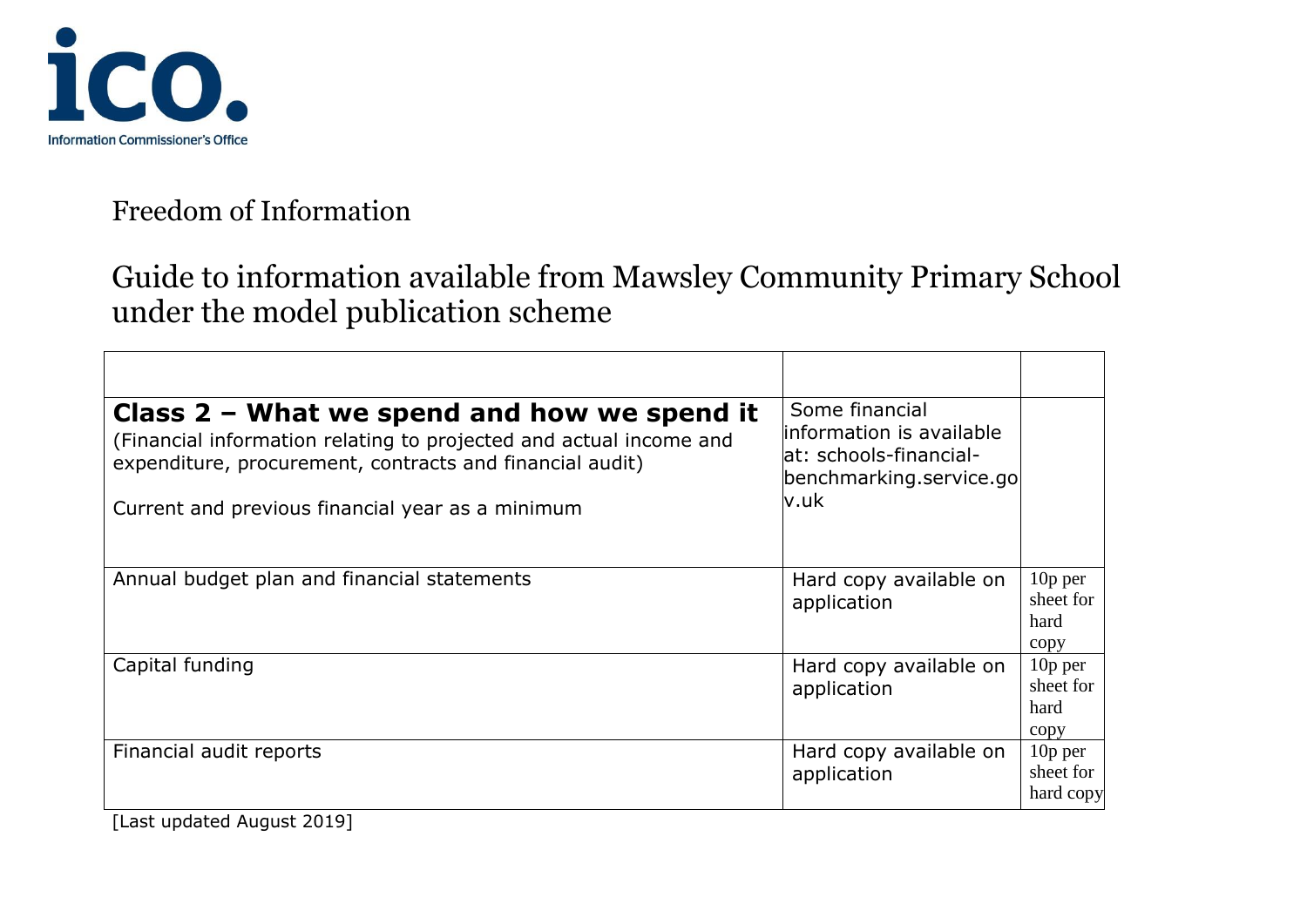Information Commissioner's Office

Freedom of Information

# Guide to information available from Mawsley Community Primary School under the model publication scheme

| | | |
|---|---|---|
| **Class 2 – What we spend and how we spend it** (Financial information relating to projected and actual income and expenditure, procurement, contracts and financial audit) Current and previous financial year as a minimum | Some financial information is available at: schools-financial-benchmarking.service.gov.uk | |
| Annual budget plan and financial statements | Hard copy available on application | 10p per sheet for hard copy |
| Capital funding | Hard copy available on application | 10p per sheet for hard copy |
| Financial audit reports | Hard copy available on application | 10p per sheet for hard copy |

[Last updated August 2019]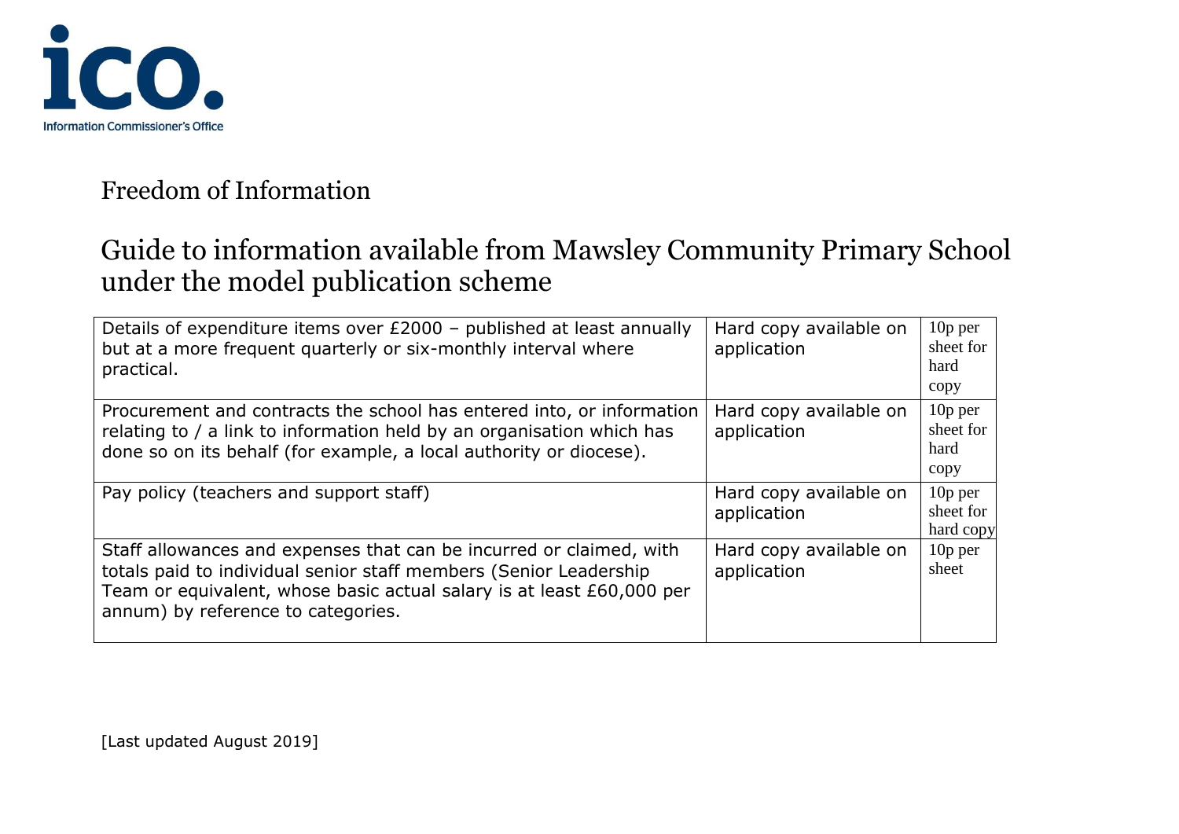Information Commissioner's Office

Freedom of Information

## Guide to information available from Mawsley Community Primary School under the model publication scheme

| | | |
|---|---|---|
| Details of expenditure items over £2000 – published at least annually but at a more frequent quarterly or six-monthly interval where practical. | Hard copy available on application | 10p per sheet for hard copy |
| Procurement and contracts the school has entered into, or information relating to / a link to information held by an organisation which has done so on its behalf (for example, a local authority or diocese). | Hard copy available on application | 10p per sheet for hard copy |
| Pay policy (teachers and support staff) | Hard copy available on application | 10p per sheet for hard copy |
| Staff allowances and expenses that can be incurred or claimed, with totals paid to individual senior staff members (Senior Leadership Team or equivalent, whose basic actual salary is at least £60,000 per annum) by reference to categories. | Hard copy available on application | 10p per sheet |

[Last updated August 2019]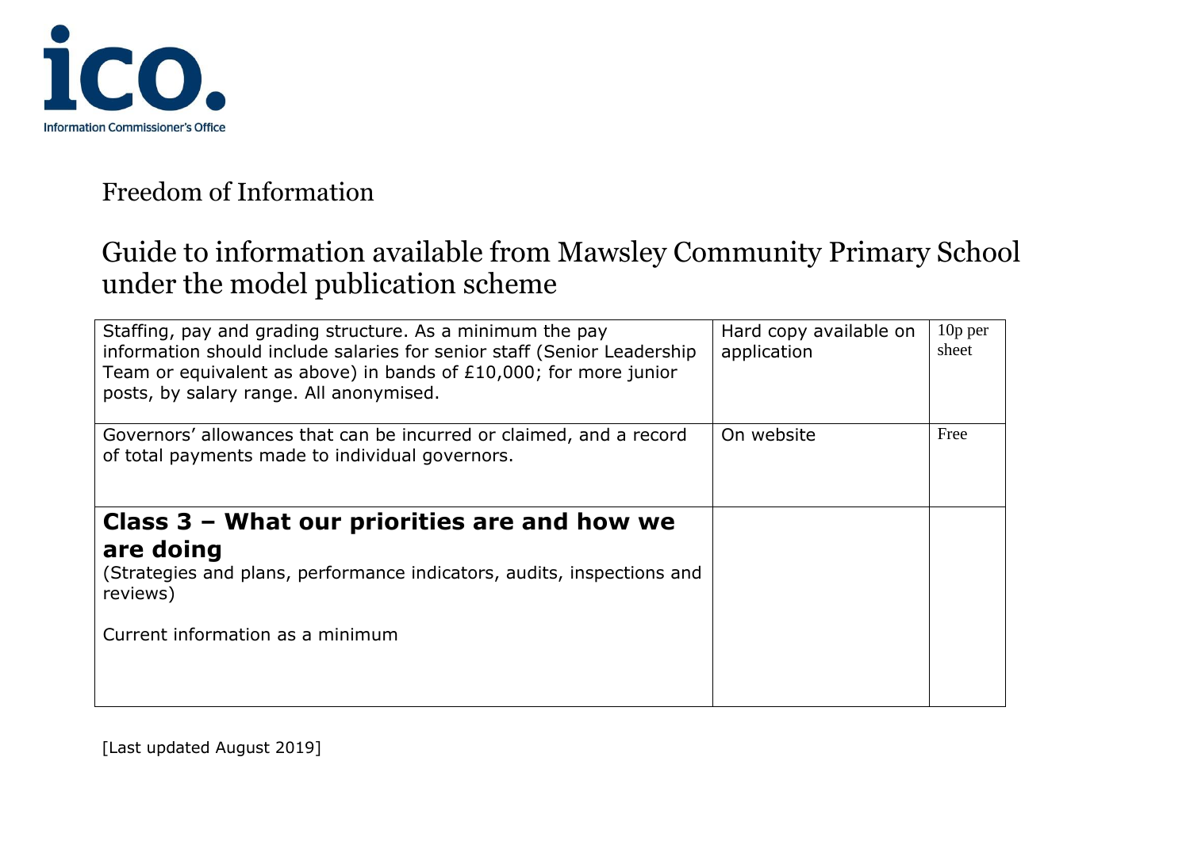Freedom of Information

## Guide to information available from Mawsley Community Primary School under the model publication scheme

| | | |
|---|---|---|
| Staffing, pay and grading structure. As a minimum the pay information should include salaries for senior staff (Senior Leadership Team or equivalent as above) in bands of £10,000; for more junior posts, by salary range. All anonymised. | Hard copy available on application | 10p per sheet |
| Governors' allowances that can be incurred or claimed, and a record of total payments made to individual governors. | On website | Free |
| **Class 3 – What our priorities are and how we are doing**<br>(Strategies and plans, performance indicators, audits, inspections and reviews)<br><br>Current information as a minimum | | |

[Last updated August 2019]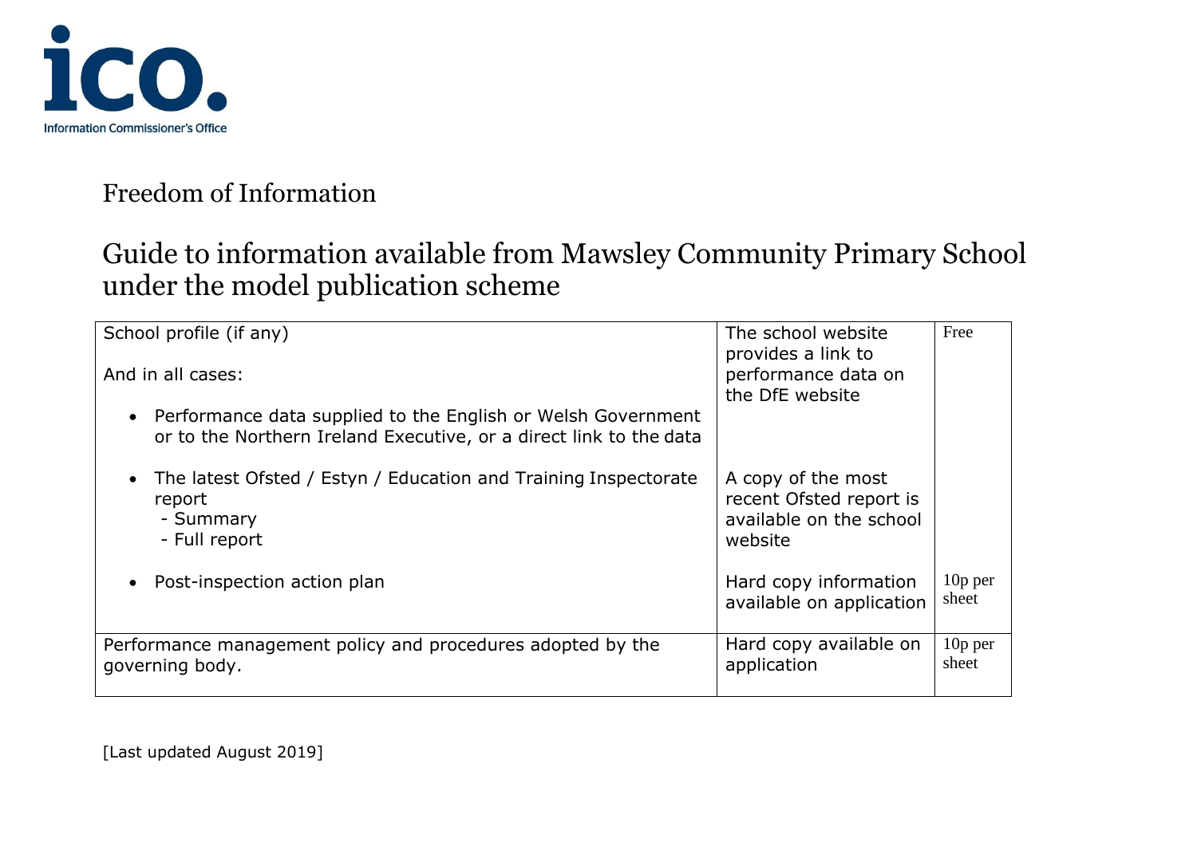Information Commissioner's Office

# Freedom of Information

## Guide to information available from Mawsley Community Primary School under the model publication scheme

| | | |
|---|---|---|
| School profile (if any)<br><br>And in all cases:<br><br>• Performance data supplied to the English or Welsh Government or to the Northern Ireland Executive, or a direct link to the data<br><br>• The latest Ofsted / Estyn / Education and Training Inspectorate report<br>  - Summary<br>  - Full report<br><br>• Post-inspection action plan | The school website provides a link to performance data on the DfE website<br><br>A copy of the most recent Ofsted report is available on the school website<br><br>Hard copy information available on application | Free<br><br><br><br><br><br>10p per sheet |
| Performance management policy and procedures adopted by the governing body. | Hard copy available on application | 10p per sheet |

[Last updated August 2019]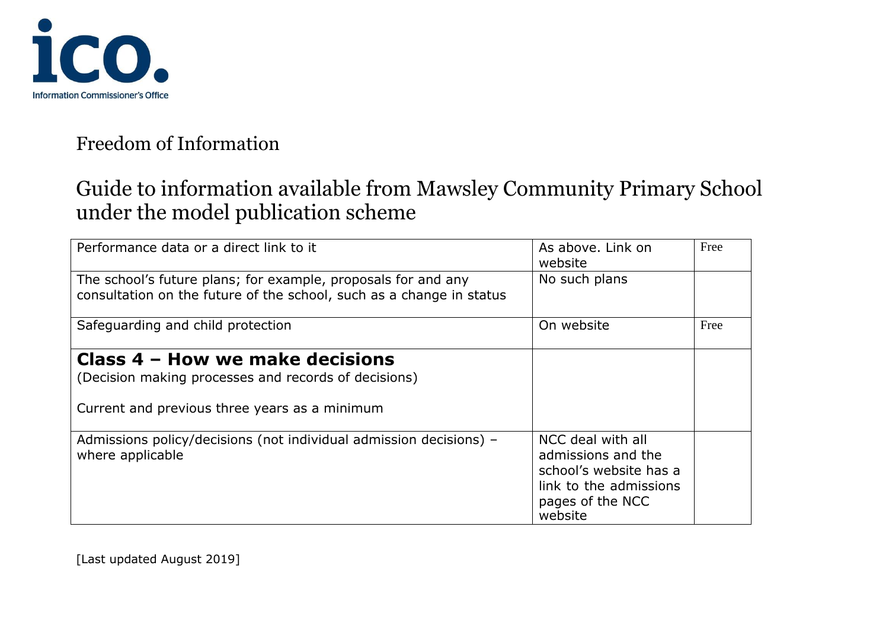ico. Information Commissioner's Office

# Freedom of Information

## Guide to information available from Mawsley Community Primary School under the model publication scheme

| | | |
|---|---|---|
| Performance data or a direct link to it | As above. Link on website | Free |
| The school's future plans; for example, proposals for and any consultation on the future of the school, such as a change in status | No such plans | |
| Safeguarding and child protection | On website | Free |
| **Class 4 – How we make decisions**<br>(Decision making processes and records of decisions)<br><br>Current and previous three years as a minimum | | |
| Admissions policy/decisions (not individual admission decisions) – where applicable | NCC deal with all admissions and the school's website has a link to the admissions pages of the NCC website | |

[Last updated August 2019]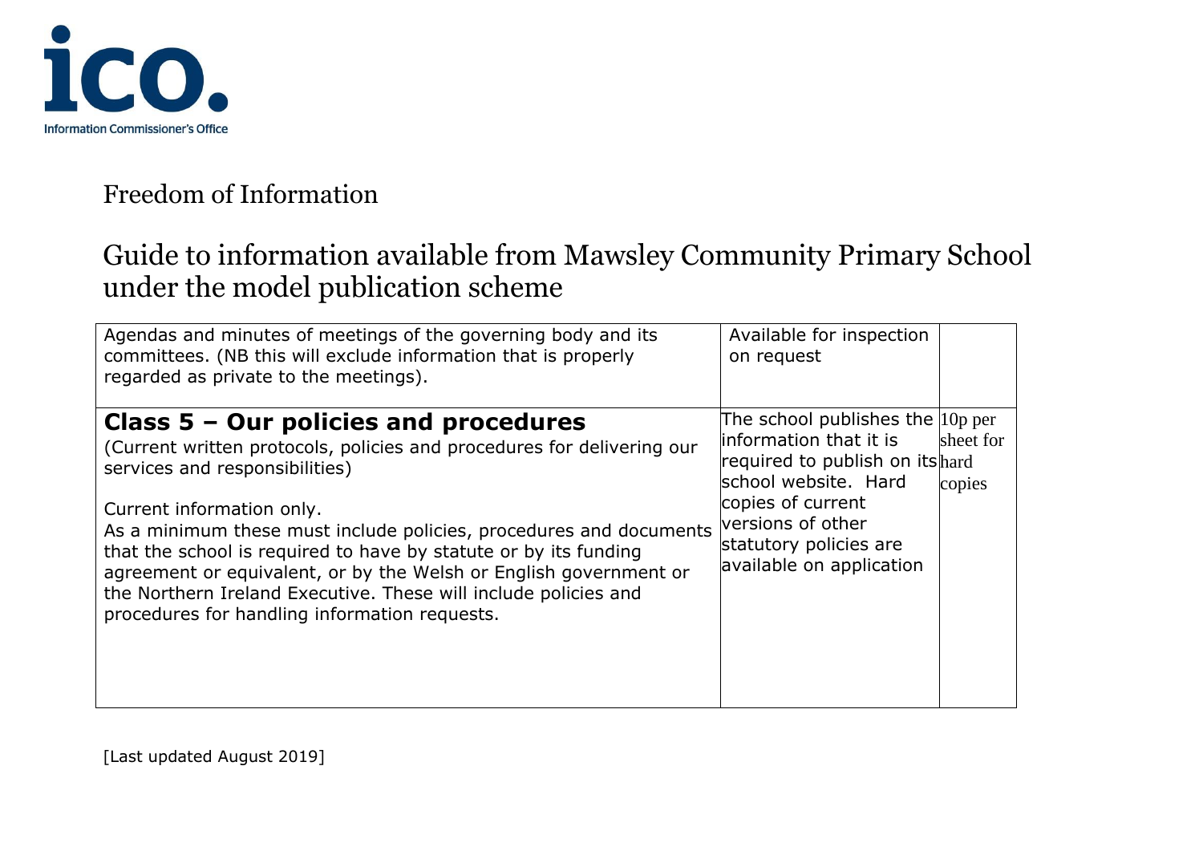Information Commissioner's Office

Freedom of Information

Guide to information available from Mawsley Community Primary School under the model publication scheme

| | | |
|---|---|---|
| Agendas and minutes of meetings of the governing body and its committees. (NB this will exclude information that is properly regarded as private to the meetings). | Available for inspection on request | |
| **Class 5 – Our policies and procedures**<br>(Current written protocols, policies and procedures for delivering our services and responsibilities)<br><br>Current information only.<br>As a minimum these must include policies, procedures and documents that the school is required to have by statute or by its funding agreement or equivalent, or by the Welsh or English government or the Northern Ireland Executive. These will include policies and procedures for handling information requests. | The school publishes the information that it is required to publish on its school website. Hard copies of current versions of other statutory policies are available on application | 10p per sheet for hard copies |

[Last updated August 2019]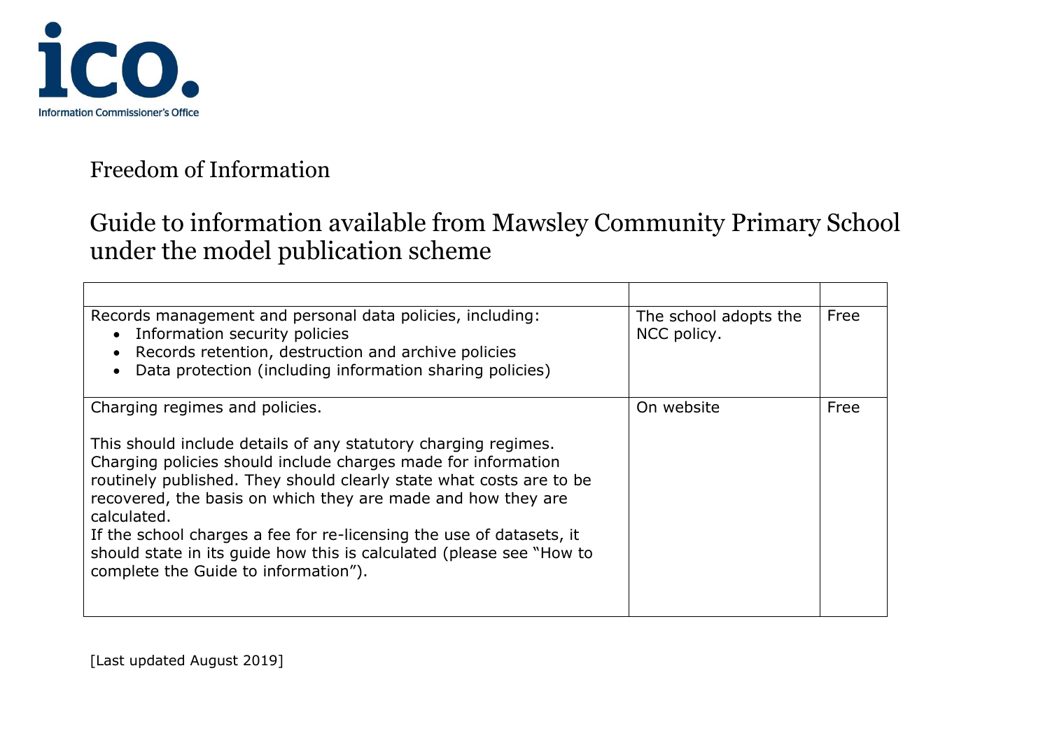Freedom of Information

## Guide to information available from Mawsley Community Primary School under the model publication scheme

| | | |
|---|---|---|
| Records management and personal data policies, including:<br>• Information security policies<br>• Records retention, destruction and archive policies<br>• Data protection (including information sharing policies) | The school adopts the NCC policy. | Free |
| Charging regimes and policies.<br><br>This should include details of any statutory charging regimes. Charging policies should include charges made for information routinely published. They should clearly state what costs are to be recovered, the basis on which they are made and how they are calculated.<br>If the school charges a fee for re-licensing the use of datasets, it should state in its guide how this is calculated (please see "How to complete the Guide to information"). | On website | Free |

[Last updated August 2019]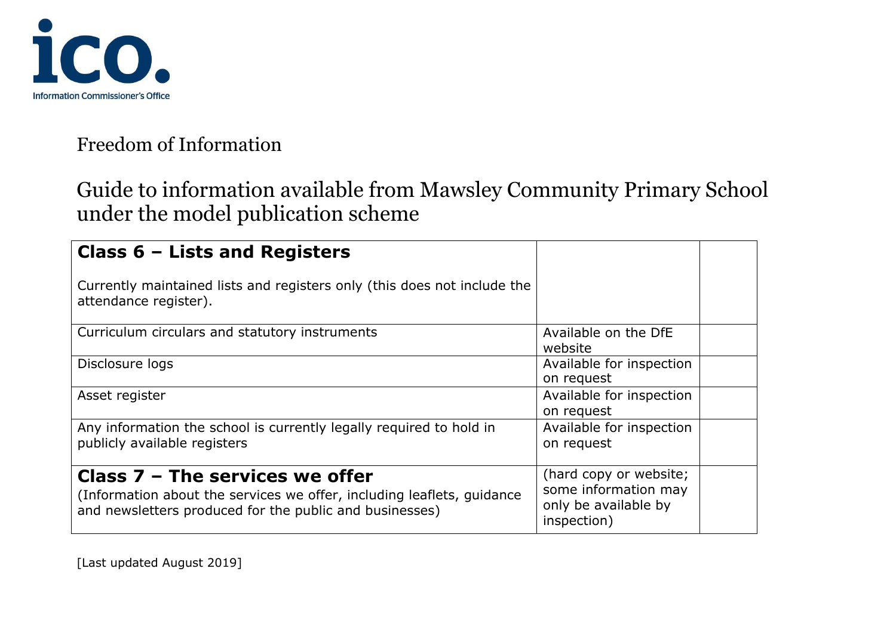Freedom of Information

## Guide to information available from Mawsley Community Primary School under the model publication scheme

| **Class 6 – Lists and Registers**<br><br>Currently maintained lists and registers only (this does not include the attendance register). | | |
|---|---|---|
| Curriculum circulars and statutory instruments | Available on the DfE website | |
| Disclosure logs | Available for inspection on request | |
| Asset register | Available for inspection on request | |
| Any information the school is currently legally required to hold in publicly available registers | Available for inspection on request | |
| **Class 7 – The services we offer**<br>(Information about the services we offer, including leaflets, guidance and newsletters produced for the public and businesses) | (hard copy or website; some information may only be available by inspection) | |

[Last updated August 2019]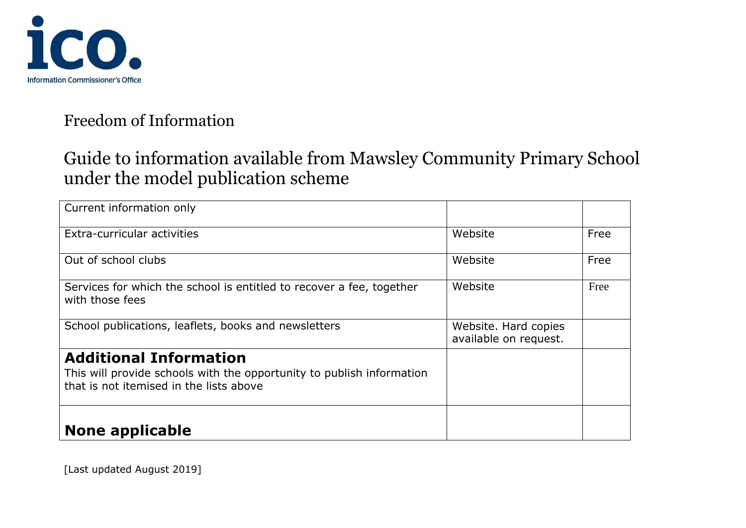Information Commissioner's Office

Freedom of Information

# Guide to information available from Mawsley Community Primary School under the model publication scheme

| Current information only | | |
|---|---|---|
| Extra-curricular activities | Website | Free |
| Out of school clubs | Website | Free |
| Services for which the school is entitled to recover a fee, together with those fees | Website | Free |
| School publications, leaflets, books and newsletters | Website. Hard copies available on request. | |
| **Additional Information**<br>This will provide schools with the opportunity to publish information that is not itemised in the lists above | | |
| **None applicable** | | |

[Last updated August 2019]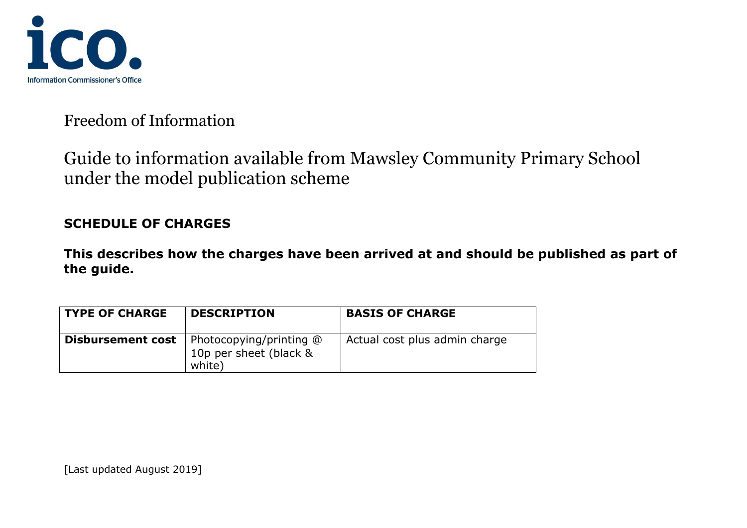Information Commissioner's Office

Freedom of Information

# Guide to information available from Mawsley Community Primary School under the model publication scheme

**SCHEDULE OF CHARGES**

**This describes how the charges have been arrived at and should be published as part of the guide.**

| TYPE OF CHARGE | DESCRIPTION | BASIS OF CHARGE |
|---|---|---|
| **Disbursement cost** | Photocopying/printing @ 10p per sheet (black & white) | Actual cost plus admin charge |

[Last updated August 2019]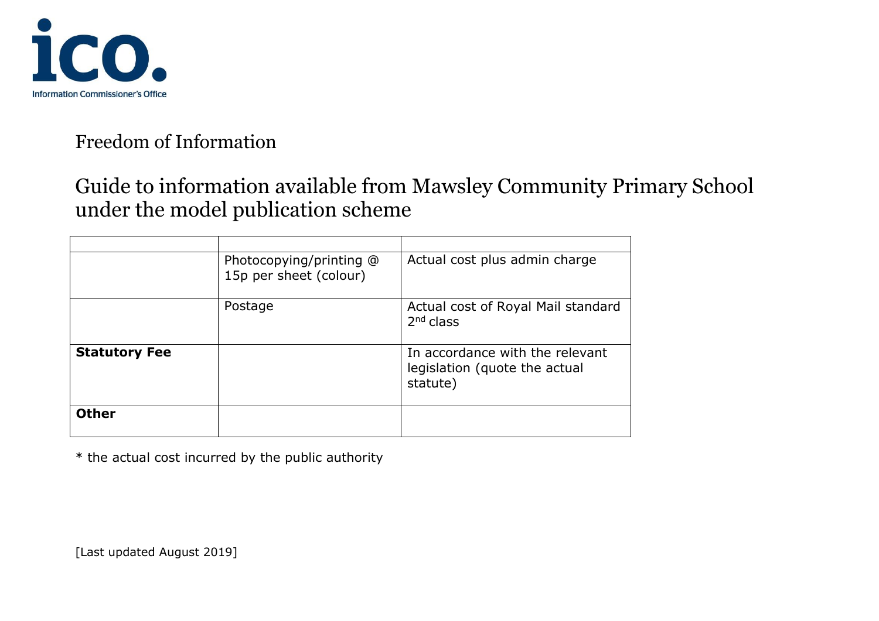Information Commissioner's Office

Freedom of Information

Guide to information available from Mawsley Community Primary School under the model publication scheme

| | | |
|---|---|---|
| | Photocopying/printing @ 15p per sheet (colour) | Actual cost plus admin charge |
| | Postage | Actual cost of Royal Mail standard 2nd class |
| **Statutory Fee** | | In accordance with the relevant legislation (quote the actual statute) |
| **Other** | | |

* the actual cost incurred by the public authority

[Last updated August 2019]